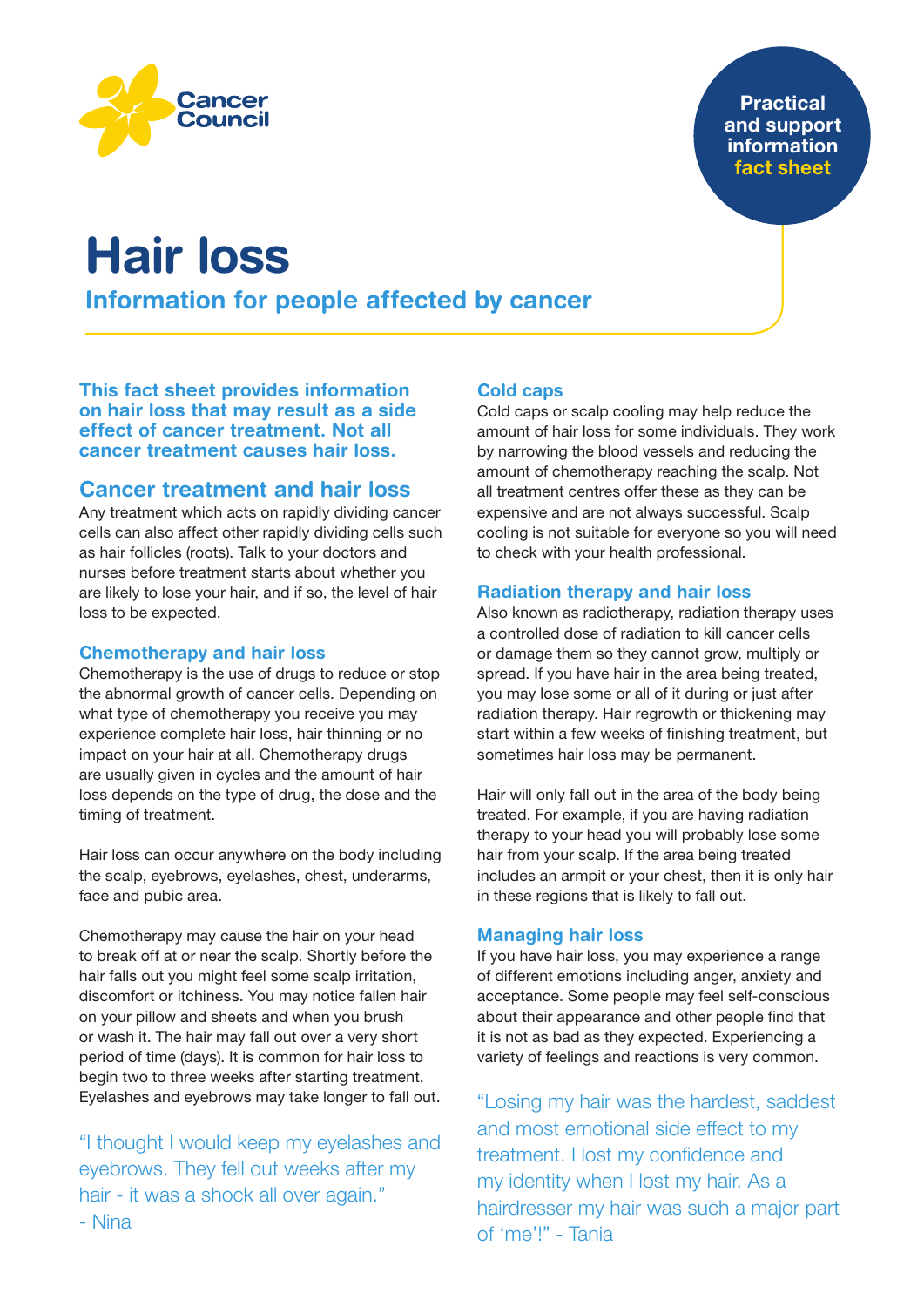Cancer Council

Practical and support information **fact sheet**

# Hair loss

## Information for people affected by cancer

**This fact sheet provides information on hair loss that may result as a side effect of cancer treatment. Not all cancer treatment causes hair loss.**

## Cancer treatment and hair loss

Any treatment which acts on rapidly dividing cancer cells can also affect other rapidly dividing cells such as hair follicles (roots). Talk to your doctors and nurses before treatment starts about whether you are likely to lose your hair, and if so, the level of hair loss to be expected.

### Chemotherapy and hair loss

Chemotherapy is the use of drugs to reduce or stop the abnormal growth of cancer cells. Depending on what type of chemotherapy you receive you may experience complete hair loss, hair thinning or no impact on your hair at all. Chemotherapy drugs are usually given in cycles and the amount of hair loss depends on the type of drug, the dose and the timing of treatment.

Hair loss can occur anywhere on the body including the scalp, eyebrows, eyelashes, chest, underarms, face and pubic area.

Chemotherapy may cause the hair on your head to break off at or near the scalp. Shortly before the hair falls out you might feel some scalp irritation, discomfort or itchiness. You may notice fallen hair on your pillow and sheets and when you brush or wash it. The hair may fall out over a very short period of time (days). It is common for hair loss to begin two to three weeks after starting treatment. Eyelashes and eyebrows may take longer to fall out.

> "I thought I would keep my eyelashes and eyebrows. They fell out weeks after my hair - it was a shock all over again." - Nina

### Cold caps

Cold caps or scalp cooling may help reduce the amount of hair loss for some individuals. They work by narrowing the blood vessels and reducing the amount of chemotherapy reaching the scalp. Not all treatment centres offer these as they can be expensive and are not always successful. Scalp cooling is not suitable for everyone so you will need to check with your health professional.

### Radiation therapy and hair loss

Also known as radiotherapy, radiation therapy uses a controlled dose of radiation to kill cancer cells or damage them so they cannot grow, multiply or spread. If you have hair in the area being treated, you may lose some or all of it during or just after radiation therapy. Hair regrowth or thickening may start within a few weeks of finishing treatment, but sometimes hair loss may be permanent.

Hair will only fall out in the area of the body being treated. For example, if you are having radiation therapy to your head you will probably lose some hair from your scalp. If the area being treated includes an armpit or your chest, then it is only hair in these regions that is likely to fall out.

### Managing hair loss

If you have hair loss, you may experience a range of different emotions including anger, anxiety and acceptance. Some people may feel self-conscious about their appearance and other people find that it is not as bad as they expected. Experiencing a variety of feelings and reactions is very common.

> "Losing my hair was the hardest, saddest and most emotional side effect to my treatment. I lost my confidence and my identity when I lost my hair. As a hairdresser my hair was such a major part of 'me'!" - Tania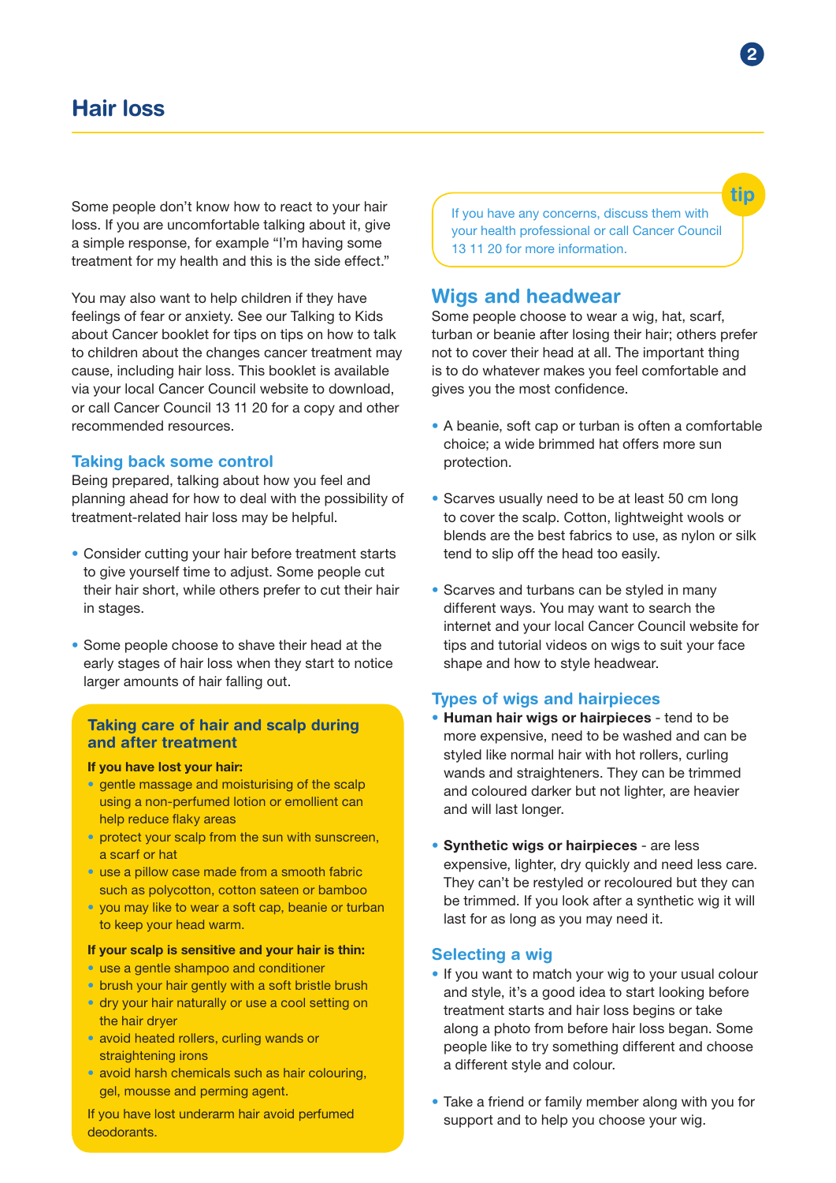# Hair loss

Some people don't know how to react to your hair loss. If you are uncomfortable talking about it, give a simple response, for example "I'm having some treatment for my health and this is the side effect."

You may also want to help children if they have feelings of fear or anxiety. See our Talking to Kids about Cancer booklet for tips on tips on how to talk to children about the changes cancer treatment may cause, including hair loss. This booklet is available via your local Cancer Council website to download, or call Cancer Council 13 11 20 for a copy and other recommended resources.

### Taking back some control

Being prepared, talking about how you feel and planning ahead for how to deal with the possibility of treatment-related hair loss may be helpful.

- Consider cutting your hair before treatment starts to give yourself time to adjust. Some people cut their hair short, while others prefer to cut their hair in stages.
- Some people choose to shave their head at the early stages of hair loss when they start to notice larger amounts of hair falling out.

### Taking care of hair and scalp during and after treatment

**If you have lost your hair:**

- gentle massage and moisturising of the scalp using a non-perfumed lotion or emollient can help reduce flaky areas
- protect your scalp from the sun with sunscreen, a scarf or hat
- use a pillow case made from a smooth fabric such as polycotton, cotton sateen or bamboo
- you may like to wear a soft cap, beanie or turban to keep your head warm.

**If your scalp is sensitive and your hair is thin:**

- use a gentle shampoo and conditioner
- brush your hair gently with a soft bristle brush
- dry your hair naturally or use a cool setting on the hair dryer
- avoid heated rollers, curling wands or straightening irons
- avoid harsh chemicals such as hair colouring, gel, mousse and perming agent.

If you have lost underarm hair avoid perfumed deodorants.

**tip**

If you have any concerns, discuss them with your health professional or call Cancer Council 13 11 20 for more information.

## Wigs and headwear

Some people choose to wear a wig, hat, scarf, turban or beanie after losing their hair; others prefer not to cover their head at all. The important thing is to do whatever makes you feel comfortable and gives you the most confidence.

- A beanie, soft cap or turban is often a comfortable choice; a wide brimmed hat offers more sun protection.
- Scarves usually need to be at least 50 cm long to cover the scalp. Cotton, lightweight wools or blends are the best fabrics to use, as nylon or silk tend to slip off the head too easily.
- Scarves and turbans can be styled in many different ways. You may want to search the internet and your local Cancer Council website for tips and tutorial videos on wigs to suit your face shape and how to style headwear.

### Types of wigs and hairpieces

- **Human hair wigs or hairpieces** - tend to be more expensive, need to be washed and can be styled like normal hair with hot rollers, curling wands and straighteners. They can be trimmed and coloured darker but not lighter, are heavier and will last longer.
- **Synthetic wigs or hairpieces** - are less expensive, lighter, dry quickly and need less care. They can't be restyled or recoloured but they can be trimmed. If you look after a synthetic wig it will last for as long as you may need it.

### Selecting a wig

- If you want to match your wig to your usual colour and style, it's a good idea to start looking before treatment starts and hair loss begins or take along a photo from before hair loss began. Some people like to try something different and choose a different style and colour.
- Take a friend or family member along with you for support and to help you choose your wig.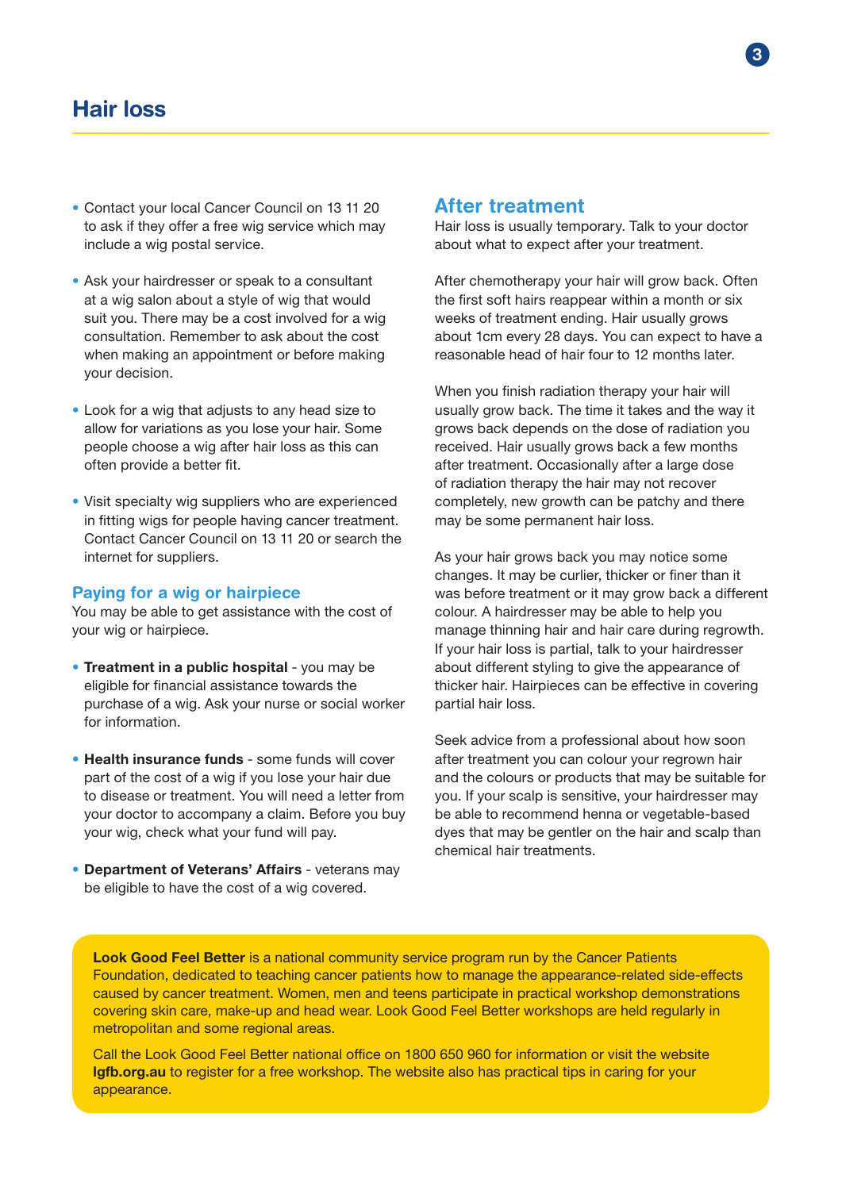# Hair loss

- Contact your local Cancer Council on 13 11 20 to ask if they offer a free wig service which may include a wig postal service.
- Ask your hairdresser or speak to a consultant at a wig salon about a style of wig that would suit you. There may be a cost involved for a wig consultation. Remember to ask about the cost when making an appointment or before making your decision.
- Look for a wig that adjusts to any head size to allow for variations as you lose your hair. Some people choose a wig after hair loss as this can often provide a better fit.
- Visit specialty wig suppliers who are experienced in fitting wigs for people having cancer treatment. Contact Cancer Council on 13 11 20 or search the internet for suppliers.

### Paying for a wig or hairpiece

You may be able to get assistance with the cost of your wig or hairpiece.

- **Treatment in a public hospital** - you may be eligible for financial assistance towards the purchase of a wig. Ask your nurse or social worker for information.
- **Health insurance funds** - some funds will cover part of the cost of a wig if you lose your hair due to disease or treatment. You will need a letter from your doctor to accompany a claim. Before you buy your wig, check what your fund will pay.
- **Department of Veterans' Affairs** - veterans may be eligible to have the cost of a wig covered.

## After treatment

Hair loss is usually temporary. Talk to your doctor about what to expect after your treatment.

After chemotherapy your hair will grow back. Often the first soft hairs reappear within a month or six weeks of treatment ending. Hair usually grows about 1cm every 28 days. You can expect to have a reasonable head of hair four to 12 months later.

When you finish radiation therapy your hair will usually grow back. The time it takes and the way it grows back depends on the dose of radiation you received. Hair usually grows back a few months after treatment. Occasionally after a large dose of radiation therapy the hair may not recover completely, new growth can be patchy and there may be some permanent hair loss.

As your hair grows back you may notice some changes. It may be curlier, thicker or finer than it was before treatment or it may grow back a different colour. A hairdresser may be able to help you manage thinning hair and hair care during regrowth. If your hair loss is partial, talk to your hairdresser about different styling to give the appearance of thicker hair. Hairpieces can be effective in covering partial hair loss.

Seek advice from a professional about how soon after treatment you can colour your regrown hair and the colours or products that may be suitable for you. If your scalp is sensitive, your hairdresser may be able to recommend henna or vegetable-based dyes that may be gentler on the hair and scalp than chemical hair treatments.

**Look Good Feel Better** is a national community service program run by the Cancer Patients Foundation, dedicated to teaching cancer patients how to manage the appearance-related side-effects caused by cancer treatment. Women, men and teens participate in practical workshop demonstrations covering skin care, make-up and head wear. Look Good Feel Better workshops are held regularly in metropolitan and some regional areas.

Call the Look Good Feel Better national office on 1800 650 960 for information or visit the website **lgfb.org.au** to register for a free workshop. The website also has practical tips in caring for your appearance.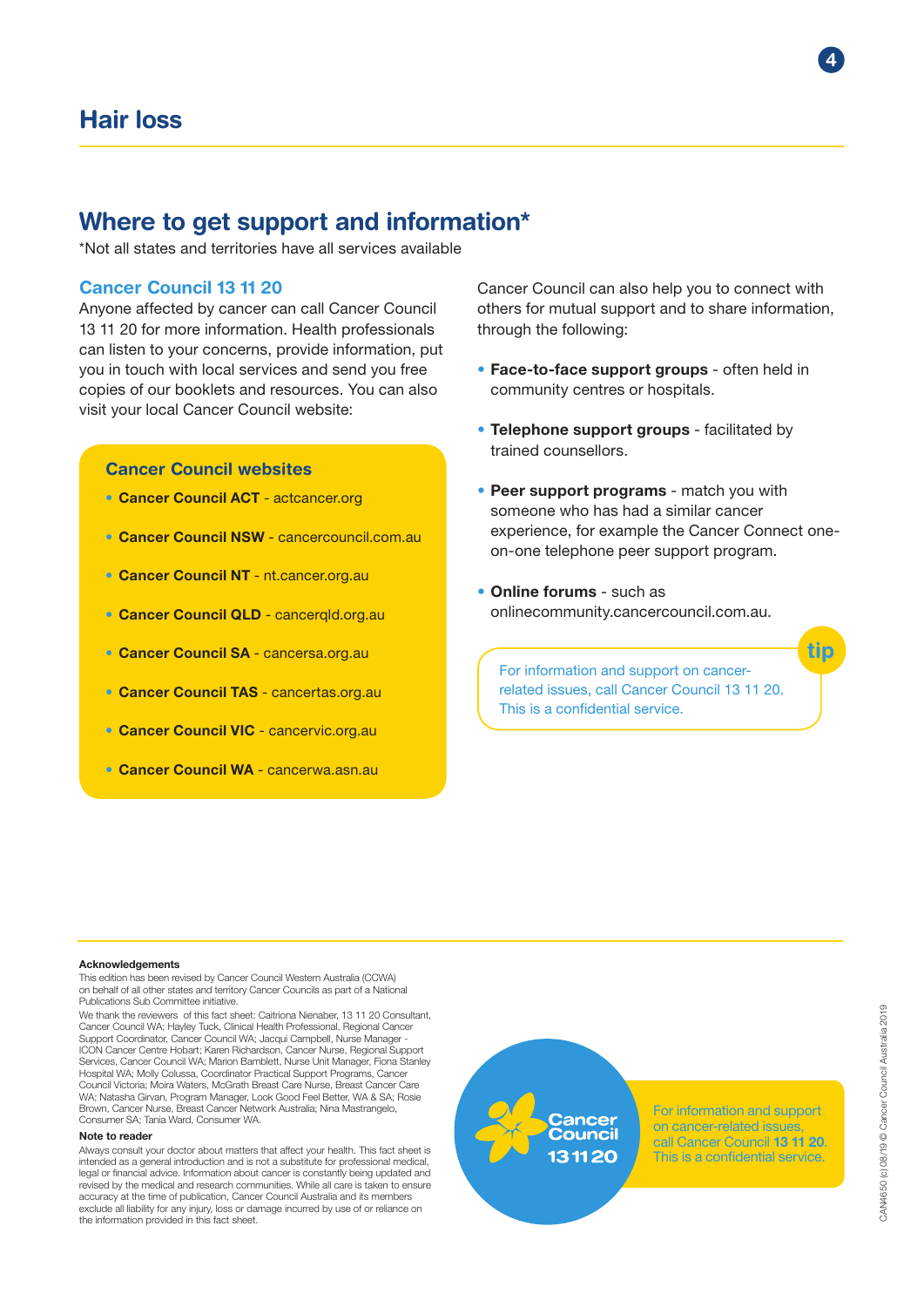## Where to get support and information*

*Not all states and territories have all services available

### Cancer Council 13 11 20

Anyone affected by cancer can call Cancer Council 13 11 20 for more information. Health professionals can listen to your concerns, provide information, put you in touch with local services and send you free copies of our booklets and resources. You can also visit your local Cancer Council website:

#### Cancer Council websites

- **Cancer Council ACT** - actcancer.org
- **Cancer Council NSW** - cancercouncil.com.au
- **Cancer Council NT** - nt.cancer.org.au
- **Cancer Council QLD** - cancerqld.org.au
- **Cancer Council SA** - cancersa.org.au
- **Cancer Council TAS** - cancertas.org.au
- **Cancer Council VIC** - cancervic.org.au
- **Cancer Council WA** - cancerwa.asn.au

Cancer Council can also help you to connect with others for mutual support and to share information, through the following:

- **Face-to-face support groups** - often held in community centres or hospitals.
- **Telephone support groups** - facilitated by trained counsellors.
- **Peer support programs** - match you with someone who has had a similar cancer experience, for example the Cancer Connect one-on-one telephone peer support program.
- **Online forums** - such as onlinecommunity.cancercouncil.com.au.

**tip**

For information and support on cancer-related issues, call Cancer Council 13 11 20. This is a confidential service.

**Acknowledgements**

This edition has been revised by Cancer Council Western Australia (CCWA) on behalf of all other states and territory Cancer Councils as part of a National Publications Sub Committee initiative.

We thank the reviewers of this fact sheet: Caitriona Nienaber, 13 11 20 Consultant, Cancer Council WA; Hayley Tuck, Clinical Health Professional, Regional Cancer Support Coordinator, Cancer Council WA; Jacqui Campbell, Nurse Manager - ICON Cancer Centre Hobart; Karen Richardson, Cancer Nurse, Regional Support Services, Cancer Council WA; Marion Bamblett, Nurse Unit Manager, Fiona Stanley Hospital WA; Molly Colussa, Coordinator Practical Support Programs, Cancer Council Victoria; Moira Waters, McGrath Breast Care Nurse, Breast Cancer Care WA; Natasha Girvan, Program Manager, Look Good Feel Better, WA & SA; Rosie Brown, Cancer Nurse, Breast Cancer Network Australia; Nina Mastrangelo, Consumer SA; Tania Ward, Consumer WA.

**Note to reader**

Always consult your doctor about matters that affect your health. This fact sheet is intended as a general introduction and is not a substitute for professional medical, legal or financial advice. Information about cancer is constantly being updated and revised by the medical and research communities. While all care is taken to ensure accuracy at the time of publication, Cancer Council Australia and its members exclude all liability for any injury, loss or damage incurred by use of or reliance on the information provided in this fact sheet.

Cancer Council 13 11 20

For information and support on cancer-related issues, call Cancer Council **13 11 20**. This is a confidential service.

CAN4650 (c) 08/19 © Cancer Council Australia 2019